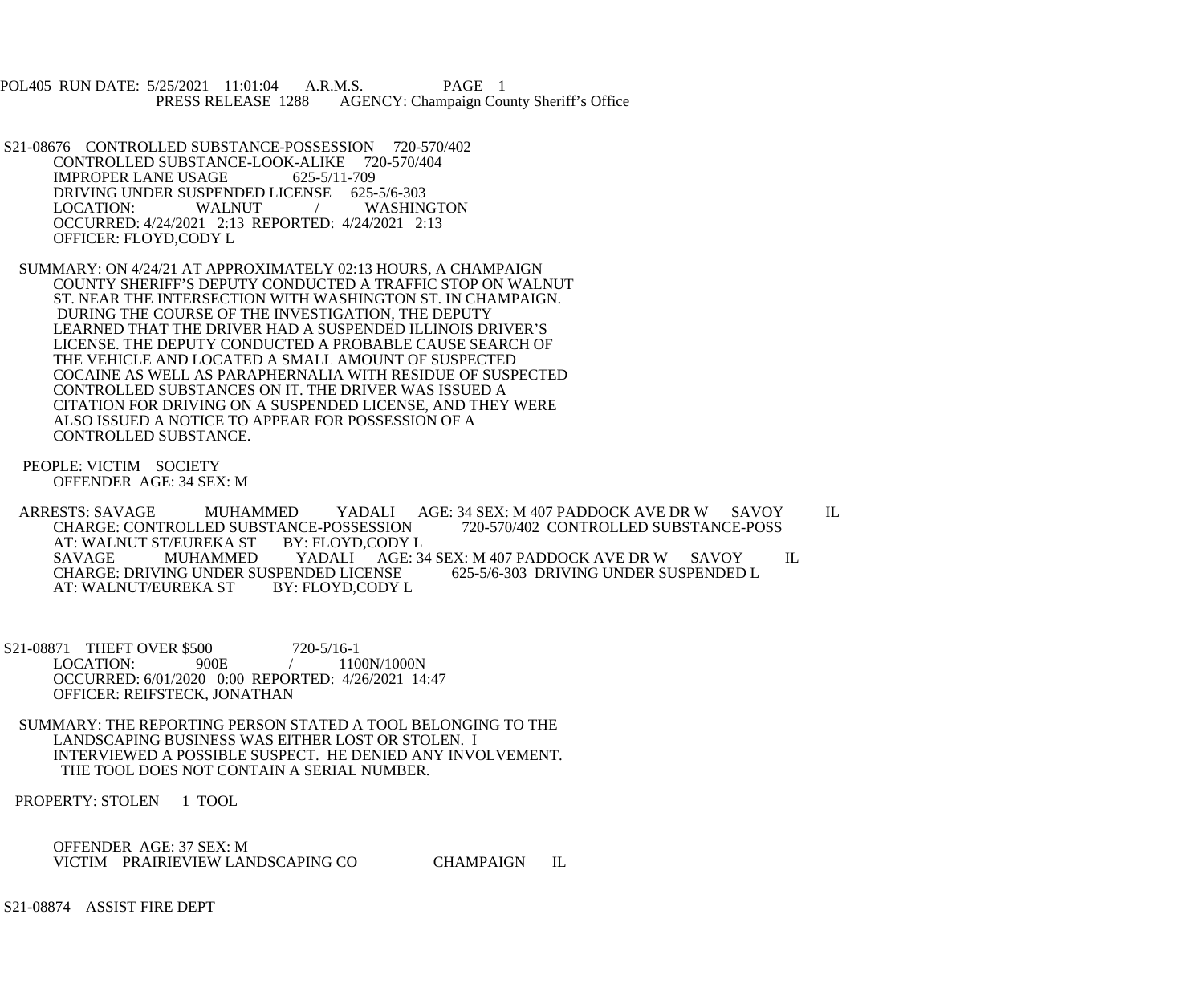POL405 RUN DATE: 5/25/2021 11:01:04 A.R.M.S. PAGE 1
PRESS RELEASE 1288 AGENCY: Champaign County Sheriff's Office

S21-08676 CONTROLLED SUBSTANCE-POSSESSION 720-570/402
CONTROLLED SUBSTANCE-LOOK-ALIKE 720-570/404
IMPROPER LANE USAGE 625-5/11-709
DRIVING UNDER SUSPENDED LICENSE 625-5/6-303
LOCATION: WALNUT / WASHINGTON
OCCURRED: 4/24/2021 2:13 REPORTED: 4/24/2021 2:13
OFFICER: FLOYD,CODY L

SUMMARY: ON 4/24/21 AT APPROXIMATELY 02:13 HOURS, A CHAMPAIGN COUNTY SHERIFF'S DEPUTY CONDUCTED A TRAFFIC STOP ON WALNUT ST. NEAR THE INTERSECTION WITH WASHINGTON ST. IN CHAMPAIGN. DURING THE COURSE OF THE INVESTIGATION, THE DEPUTY LEARNED THAT THE DRIVER HAD A SUSPENDED ILLINOIS DRIVER'S LICENSE. THE DEPUTY CONDUCTED A PROBABLE CAUSE SEARCH OF THE VEHICLE AND LOCATED A SMALL AMOUNT OF SUSPECTED COCAINE AS WELL AS PARAPHERNALIA WITH RESIDUE OF SUSPECTED CONTROLLED SUBSTANCES ON IT. THE DRIVER WAS ISSUED A CITATION FOR DRIVING ON A SUSPENDED LICENSE, AND THEY WERE ALSO ISSUED A NOTICE TO APPEAR FOR POSSESSION OF A CONTROLLED SUBSTANCE.

PEOPLE: VICTIM SOCIETY
OFFENDER AGE: 34 SEX: M

ARRESTS: SAVAGE MUHAMMED YADALI AGE: 34 SEX: M 407 PADDOCK AVE DR W SAVOY IL
CHARGE: CONTROLLED SUBSTANCE-POSSESSION 720-570/402 CONTROLLED SUBSTANCE-POSS
AT: WALNUT ST/EUREKA ST BY: FLOYD,CODY L
SAVAGE MUHAMMED YADALI AGE: 34 SEX: M 407 PADDOCK AVE DR W SAVOY IL
CHARGE: DRIVING UNDER SUSPENDED LICENSE 625-5/6-303 DRIVING UNDER SUSPENDED L
AT: WALNUT/EUREKA ST BY: FLOYD,CODY L

S21-08871 THEFT OVER $500 720-5/16-1
LOCATION: 900E / 1100N/1000N
OCCURRED: 6/01/2020 0:00 REPORTED: 4/26/2021 14:47
OFFICER: REIFSTECK, JONATHAN

SUMMARY: THE REPORTING PERSON STATED A TOOL BELONGING TO THE LANDSCAPING BUSINESS WAS EITHER LOST OR STOLEN. I INTERVIEWED A POSSIBLE SUSPECT. HE DENIED ANY INVOLVEMENT. THE TOOL DOES NOT CONTAIN A SERIAL NUMBER.

PROPERTY: STOLEN 1 TOOL

OFFENDER AGE: 37 SEX: M
VICTIM PRAIRIEVIEW LANDSCAPING CO CHAMPAIGN IL

S21-08874 ASSIST FIRE DEPT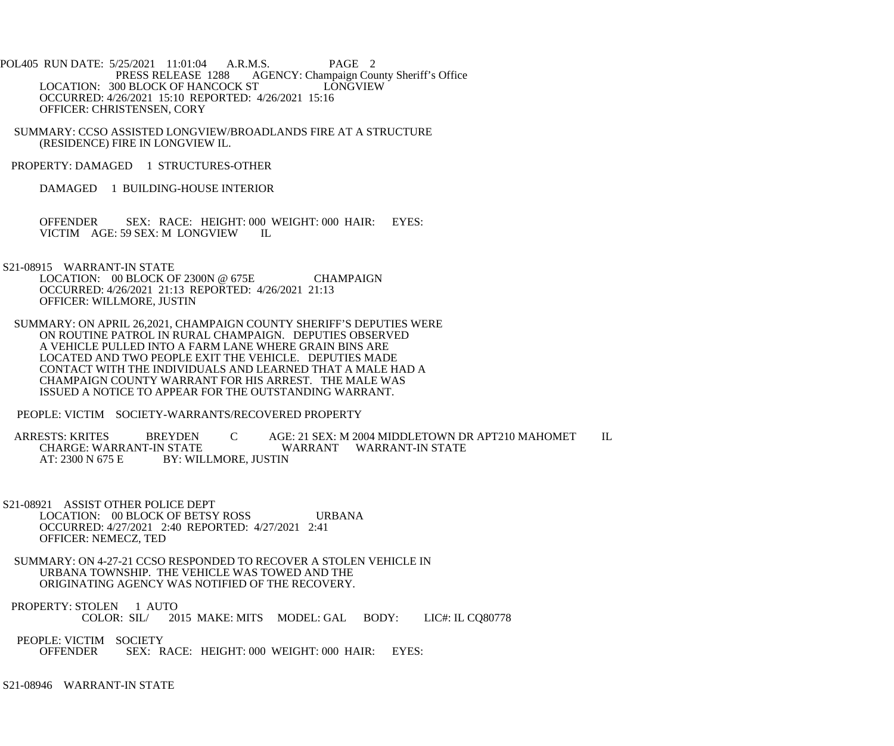PRESS RELEASE 1288 AGENCY: Champaign County Sheriff's Office
LOCATION: 300 BLOCK OF HANCOCK ST LONGVIEW
OCCURRED: 4/26/2021 15:10 REPORTED: 4/26/2021 15:16
OFFICER: CHRISTENSEN, CORY

SUMMARY: CCSO ASSISTED LONGVIEW/BROADLANDS FIRE AT A STRUCTURE (RESIDENCE) FIRE IN LONGVIEW IL.

PROPERTY: DAMAGED 1 STRUCTURES-OTHER

DAMAGED 1 BUILDING-HOUSE INTERIOR

OFFENDER SEX: RACE: HEIGHT: 000 WEIGHT: 000 HAIR: EYES:
VICTIM AGE: 59 SEX: M LONGVIEW IL

S21-08915 WARRANT-IN STATE
LOCATION: 00 BLOCK OF 2300N @ 675E CHAMPAIGN
OCCURRED: 4/26/2021 21:13 REPORTED: 4/26/2021 21:13
OFFICER: WILLMORE, JUSTIN

SUMMARY: ON APRIL 26,2021, CHAMPAIGN COUNTY SHERIFF'S DEPUTIES WERE ON ROUTINE PATROL IN RURAL CHAMPAIGN. DEPUTIES OBSERVED A VEHICLE PULLED INTO A FARM LANE WHERE GRAIN BINS ARE LOCATED AND TWO PEOPLE EXIT THE VEHICLE. DEPUTIES MADE CONTACT WITH THE INDIVIDUALS AND LEARNED THAT A MALE HAD A CHAMPAIGN COUNTY WARRANT FOR HIS ARREST. THE MALE WAS ISSUED A NOTICE TO APPEAR FOR THE OUTSTANDING WARRANT.

PEOPLE: VICTIM SOCIETY-WARRANTS/RECOVERED PROPERTY

ARRESTS: KRITES BREYDEN C AGE: 21 SEX: M 2004 MIDDLETOWN DR APT210 MAHOMET IL
CHARGE: WARRANT-IN STATE WARRANT WARRANT-IN STATE
AT: 2300 N 675 E BY: WILLMORE, JUSTIN

S21-08921 ASSIST OTHER POLICE DEPT
LOCATION: 00 BLOCK OF BETSY ROSS URBANA
OCCURRED: 4/27/2021 2:40 REPORTED: 4/27/2021 2:41
OFFICER: NEMECZ, TED

SUMMARY: ON 4-27-21 CCSO RESPONDED TO RECOVER A STOLEN VEHICLE IN URBANA TOWNSHIP. THE VEHICLE WAS TOWED AND THE ORIGINATING AGENCY WAS NOTIFIED OF THE RECOVERY.

PROPERTY: STOLEN 1 AUTO
COLOR: SIL/ 2015 MAKE: MITS MODEL: GAL BODY: LIC#: IL CQ80778

PEOPLE: VICTIM SOCIETY
OFFENDER SEX: RACE: HEIGHT: 000 WEIGHT: 000 HAIR: EYES:

S21-08946 WARRANT-IN STATE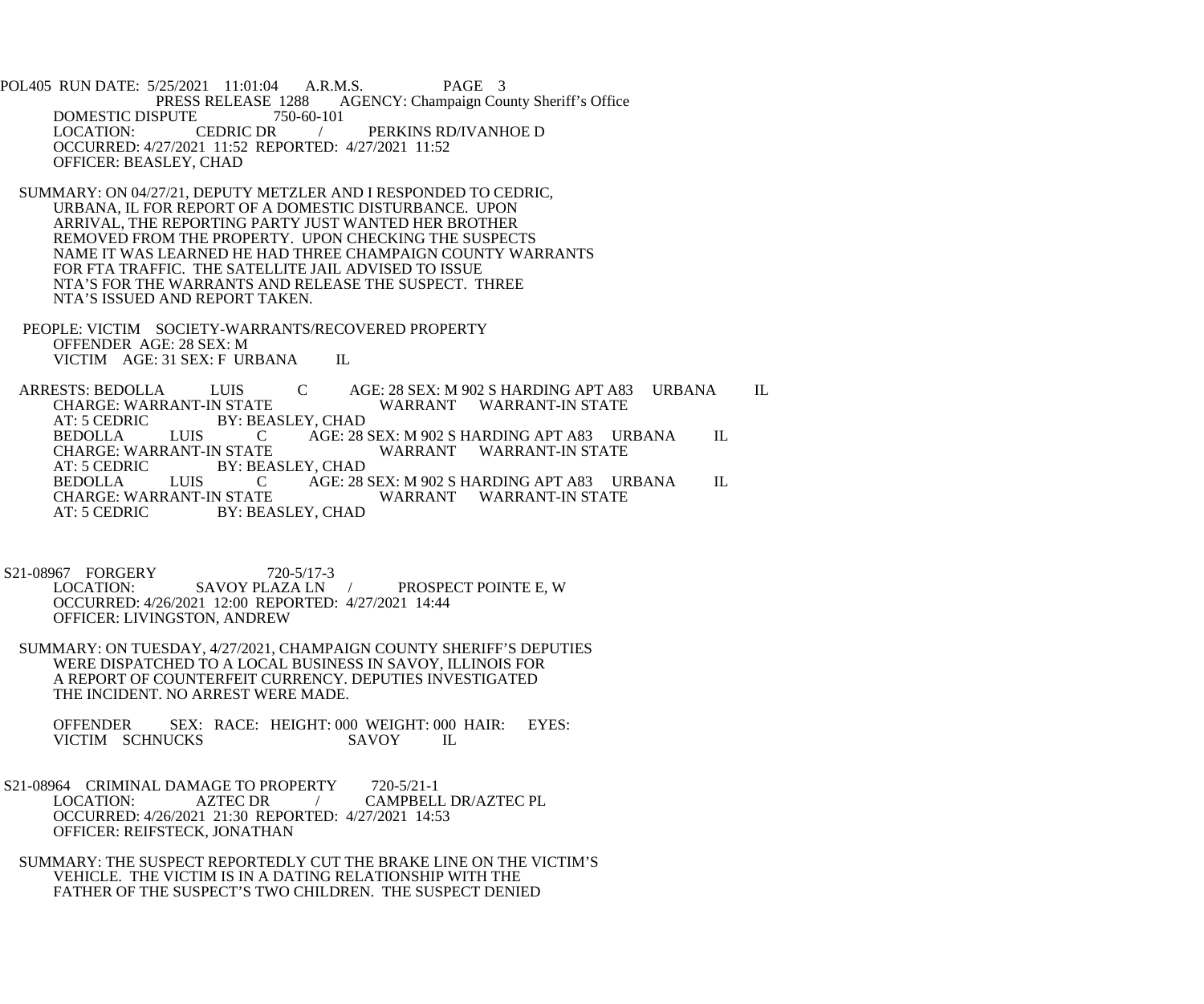DOMESTIC DISPUTE 750-60-101
LOCATION: CEDRIC DR / PERKINS RD/IVANHOE D
OCCURRED: 4/27/2021 11:52 REPORTED: 4/27/2021 11:52
OFFICER: BEASLEY, CHAD

SUMMARY: ON 04/27/21, DEPUTY METZLER AND I RESPONDED TO CEDRIC, URBANA, IL FOR REPORT OF A DOMESTIC DISTURBANCE. UPON ARRIVAL, THE REPORTING PARTY JUST WANTED HER BROTHER REMOVED FROM THE PROPERTY. UPON CHECKING THE SUSPECTS NAME IT WAS LEARNED HE HAD THREE CHAMPAIGN COUNTY WARRANTS FOR FTA TRAFFIC. THE SATELLITE JAIL ADVISED TO ISSUE NTA'S FOR THE WARRANTS AND RELEASE THE SUSPECT. THREE NTA'S ISSUED AND REPORT TAKEN.

PEOPLE: VICTIM SOCIETY-WARRANTS/RECOVERED PROPERTY
OFFENDER AGE: 28 SEX: M
VICTIM AGE: 31 SEX: F URBANA IL

ARRESTS: BEDOLLA LUIS C AGE: 28 SEX: M 902 S HARDING APT A83 URBANA IL
CHARGE: WARRANT-IN STATE WARRANT WARRANT-IN STATE
AT: 5 CEDRIC BY: BEASLEY, CHAD
BEDOLLA LUIS C AGE: 28 SEX: M 902 S HARDING APT A83 URBANA IL
CHARGE: WARRANT-IN STATE WARRANT WARRANT-IN STATE
AT: 5 CEDRIC BY: BEASLEY, CHAD
BEDOLLA LUIS C AGE: 28 SEX: M 902 S HARDING APT A83 URBANA IL
CHARGE: WARRANT-IN STATE WARRANT WARRANT-IN STATE
AT: 5 CEDRIC BY: BEASLEY, CHAD

S21-08967 FORGERY 720-5/17-3
LOCATION: SAVOY PLAZA LN / PROSPECT POINTE E, W
OCCURRED: 4/26/2021 12:00 REPORTED: 4/27/2021 14:44
OFFICER: LIVINGSTON, ANDREW

SUMMARY: ON TUESDAY, 4/27/2021, CHAMPAIGN COUNTY SHERIFF'S DEPUTIES WERE DISPATCHED TO A LOCAL BUSINESS IN SAVOY, ILLINOIS FOR A REPORT OF COUNTERFEIT CURRENCY. DEPUTIES INVESTIGATED THE INCIDENT. NO ARREST WERE MADE.

OFFENDER SEX: RACE: HEIGHT: 000 WEIGHT: 000 HAIR: EYES:
VICTIM SCHNUCKS SAVOY IL

S21-08964 CRIMINAL DAMAGE TO PROPERTY 720-5/21-1
LOCATION: AZTEC DR / CAMPBELL DR/AZTEC PL
OCCURRED: 4/26/2021 21:30 REPORTED: 4/27/2021 14:53
OFFICER: REIFSTECK, JONATHAN

SUMMARY: THE SUSPECT REPORTEDLY CUT THE BRAKE LINE ON THE VICTIM'S VEHICLE. THE VICTIM IS IN A DATING RELATIONSHIP WITH THE FATHER OF THE SUSPECT'S TWO CHILDREN. THE SUSPECT DENIED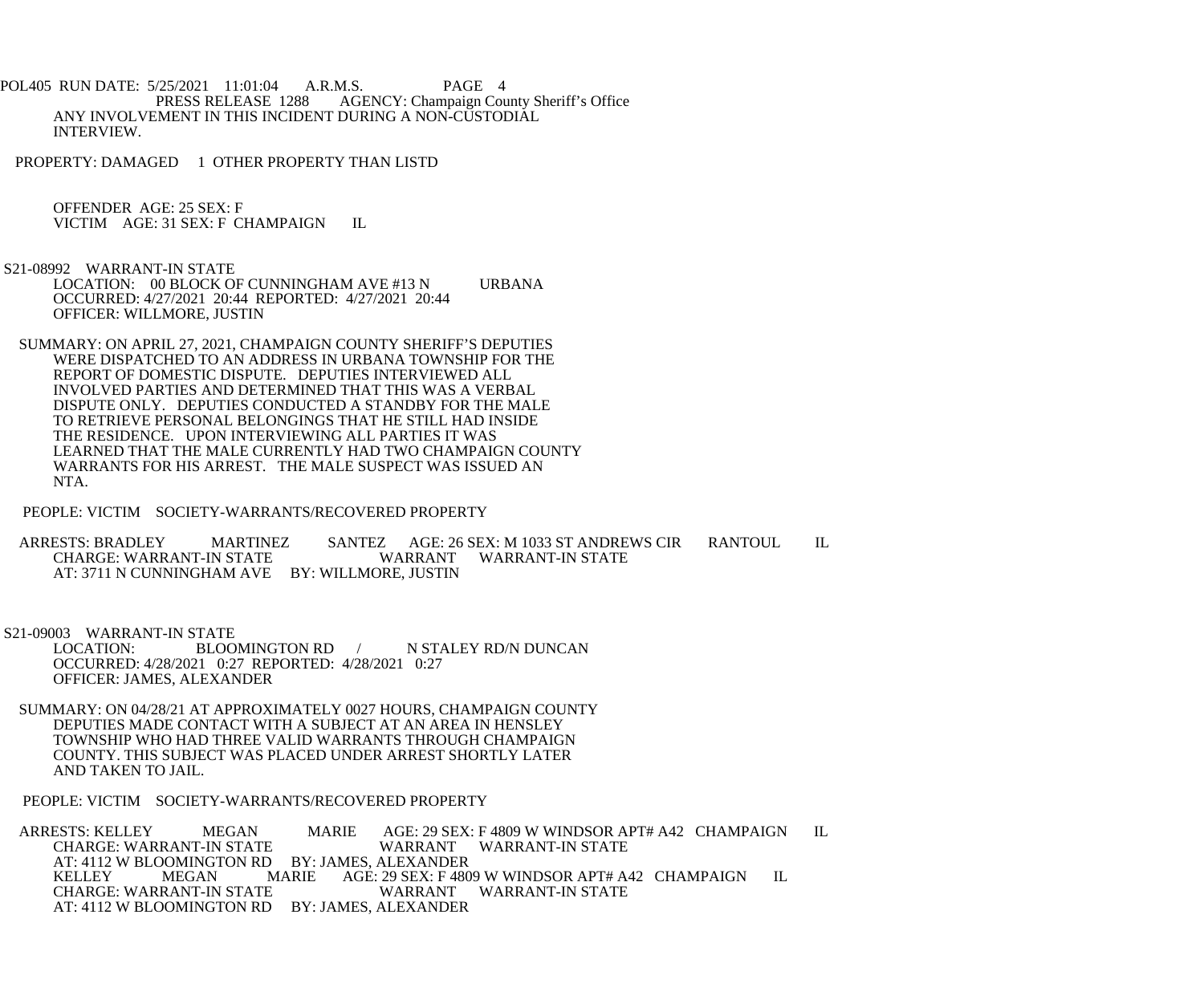ANY INVOLVEMENT IN THIS INCIDENT DURING A NON-CUSTODIAL INTERVIEW.

PROPERTY: DAMAGED 1 OTHER PROPERTY THAN LISTD

OFFENDER AGE: 25 SEX: F
VICTIM AGE: 31 SEX: F CHAMPAIGN IL

S21-08992 WARRANT-IN STATE
LOCATION: 00 BLOCK OF CUNNINGHAM AVE #13 N URBANA
OCCURRED: 4/27/2021 20:44 REPORTED: 4/27/2021 20:44
OFFICER: WILLMORE, JUSTIN

SUMMARY: ON APRIL 27, 2021, CHAMPAIGN COUNTY SHERIFF'S DEPUTIES WERE DISPATCHED TO AN ADDRESS IN URBANA TOWNSHIP FOR THE REPORT OF DOMESTIC DISPUTE. DEPUTIES INTERVIEWED ALL INVOLVED PARTIES AND DETERMINED THAT THIS WAS A VERBAL DISPUTE ONLY. DEPUTIES CONDUCTED A STANDBY FOR THE MALE TO RETRIEVE PERSONAL BELONGINGS THAT HE STILL HAD INSIDE THE RESIDENCE. UPON INTERVIEWING ALL PARTIES IT WAS LEARNED THAT THE MALE CURRENTLY HAD TWO CHAMPAIGN COUNTY WARRANTS FOR HIS ARREST. THE MALE SUSPECT WAS ISSUED AN NTA.

PEOPLE: VICTIM SOCIETY-WARRANTS/RECOVERED PROPERTY

ARRESTS: BRADLEY MARTINEZ SANTEZ AGE: 26 SEX: M 1033 ST ANDREWS CIR RANTOUL IL
CHARGE: WARRANT-IN STATE WARRANT WARRANT-IN STATE
AT: 3711 N CUNNINGHAM AVE BY: WILLMORE, JUSTIN

S21-09003 WARRANT-IN STATE
LOCATION: BLOOMINGTON RD / N STALEY RD/N DUNCAN
OCCURRED: 4/28/2021 0:27 REPORTED: 4/28/2021 0:27
OFFICER: JAMES, ALEXANDER

SUMMARY: ON 04/28/21 AT APPROXIMATELY 0027 HOURS, CHAMPAIGN COUNTY DEPUTIES MADE CONTACT WITH A SUBJECT AT AN AREA IN HENSLEY TOWNSHIP WHO HAD THREE VALID WARRANTS THROUGH CHAMPAIGN COUNTY. THIS SUBJECT WAS PLACED UNDER ARREST SHORTLY LATER AND TAKEN TO JAIL.

PEOPLE: VICTIM SOCIETY-WARRANTS/RECOVERED PROPERTY

ARRESTS: KELLEY MEGAN MARIE AGE: 29 SEX: F 4809 W WINDSOR APT# A42 CHAMPAIGN IL
CHARGE: WARRANT-IN STATE WARRANT WARRANT-IN STATE
AT: 4112 W BLOOMINGTON RD BY: JAMES, ALEXANDER
KELLEY MEGAN MARIE AGE: 29 SEX: F 4809 W WINDSOR APT# A42 CHAMPAIGN IL
CHARGE: WARRANT-IN STATE WARRANT WARRANT-IN STATE
AT: 4112 W BLOOMINGTON RD BY: JAMES, ALEXANDER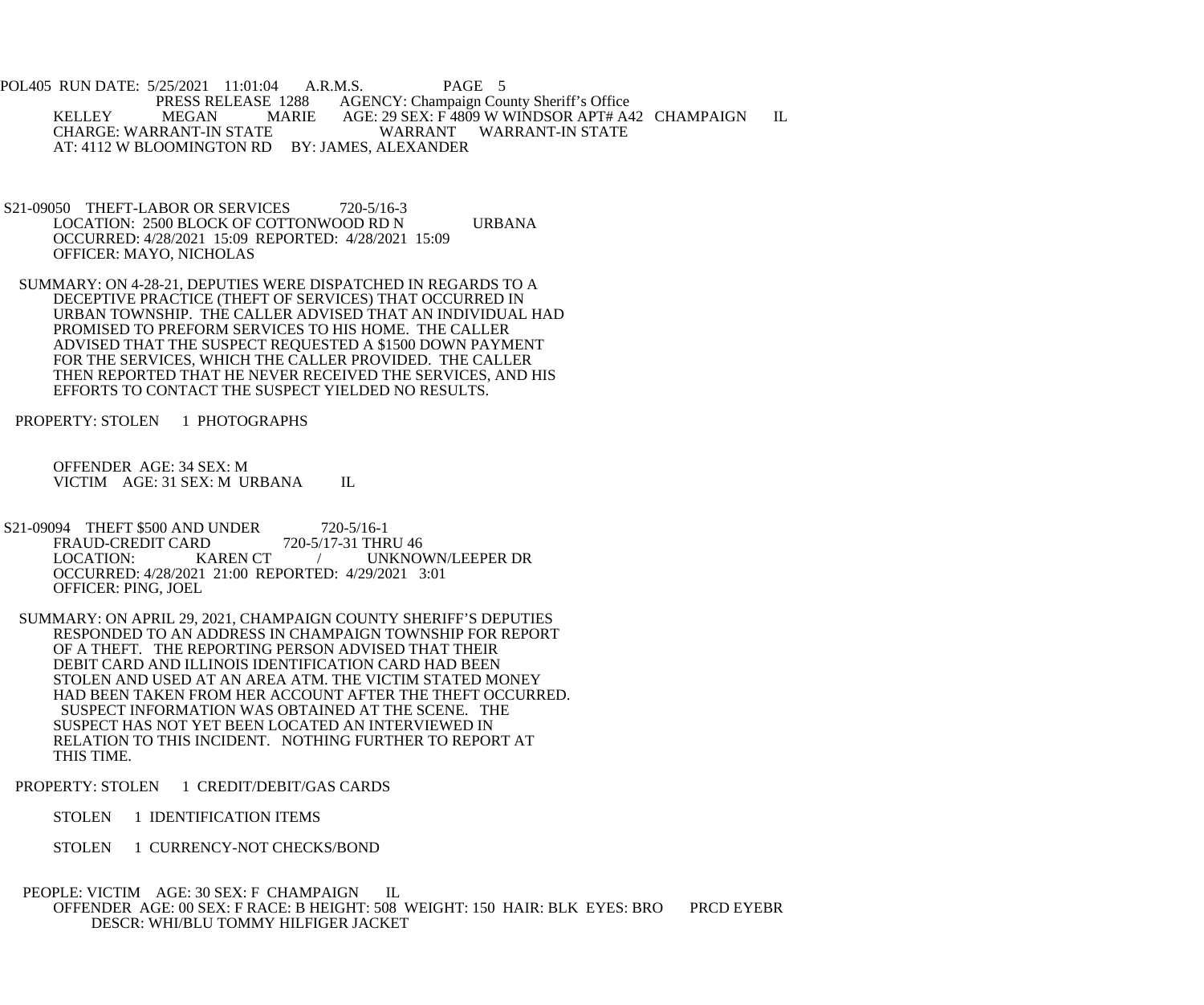KELLEY MEGAN MARIE AGE: 29 SEX: F 4809 W WINDSOR APT# A42 CHAMPAIGN IL
CHARGE: WARRANT-IN STATE WARRANT WARRANT-IN STATE
AT: 4112 W BLOOMINGTON RD BY: JAMES, ALEXANDER

S21-09050 THEFT-LABOR OR SERVICES 720-5/16-3
LOCATION: 2500 BLOCK OF COTTONWOOD RD N URBANA
OCCURRED: 4/28/2021 15:09 REPORTED: 4/28/2021 15:09
OFFICER: MAYO, NICHOLAS

SUMMARY: ON 4-28-21, DEPUTIES WERE DISPATCHED IN REGARDS TO A DECEPTIVE PRACTICE (THEFT OF SERVICES) THAT OCCURRED IN URBAN TOWNSHIP. THE CALLER ADVISED THAT AN INDIVIDUAL HAD PROMISED TO PREFORM SERVICES TO HIS HOME. THE CALLER ADVISED THAT THE SUSPECT REQUESTED A $1500 DOWN PAYMENT FOR THE SERVICES, WHICH THE CALLER PROVIDED. THE CALLER THEN REPORTED THAT HE NEVER RECEIVED THE SERVICES, AND HIS EFFORTS TO CONTACT THE SUSPECT YIELDED NO RESULTS.

PROPERTY: STOLEN 1 PHOTOGRAPHS

OFFENDER AGE: 34 SEX: M
VICTIM AGE: 31 SEX: M URBANA IL

S21-09094 THEFT $500 AND UNDER 720-5/16-1
FRAUD-CREDIT CARD 720-5/17-31 THRU 46
LOCATION: KAREN CT / UNKNOWN/LEEPER DR
OCCURRED: 4/28/2021 21:00 REPORTED: 4/29/2021 3:01
OFFICER: PING, JOEL

SUMMARY: ON APRIL 29, 2021, CHAMPAIGN COUNTY SHERIFF'S DEPUTIES RESPONDED TO AN ADDRESS IN CHAMPAIGN TOWNSHIP FOR REPORT OF A THEFT. THE REPORTING PERSON ADVISED THAT THEIR DEBIT CARD AND ILLINOIS IDENTIFICATION CARD HAD BEEN STOLEN AND USED AT AN AREA ATM. THE VICTIM STATED MONEY HAD BEEN TAKEN FROM HER ACCOUNT AFTER THE THEFT OCCURRED. SUSPECT INFORMATION WAS OBTAINED AT THE SCENE. THE SUSPECT HAS NOT YET BEEN LOCATED AN INTERVIEWED IN RELATION TO THIS INCIDENT. NOTHING FURTHER TO REPORT AT THIS TIME.

PROPERTY: STOLEN 1 CREDIT/DEBIT/GAS CARDS

STOLEN 1 IDENTIFICATION ITEMS

STOLEN 1 CURRENCY-NOT CHECKS/BOND

PEOPLE: VICTIM AGE: 30 SEX: F CHAMPAIGN IL
OFFENDER AGE: 00 SEX: F RACE: B HEIGHT: 508 WEIGHT: 150 HAIR: BLK EYES: BRO PRCD EYEBR
DESCR: WHI/BLU TOMMY HILFIGER JACKET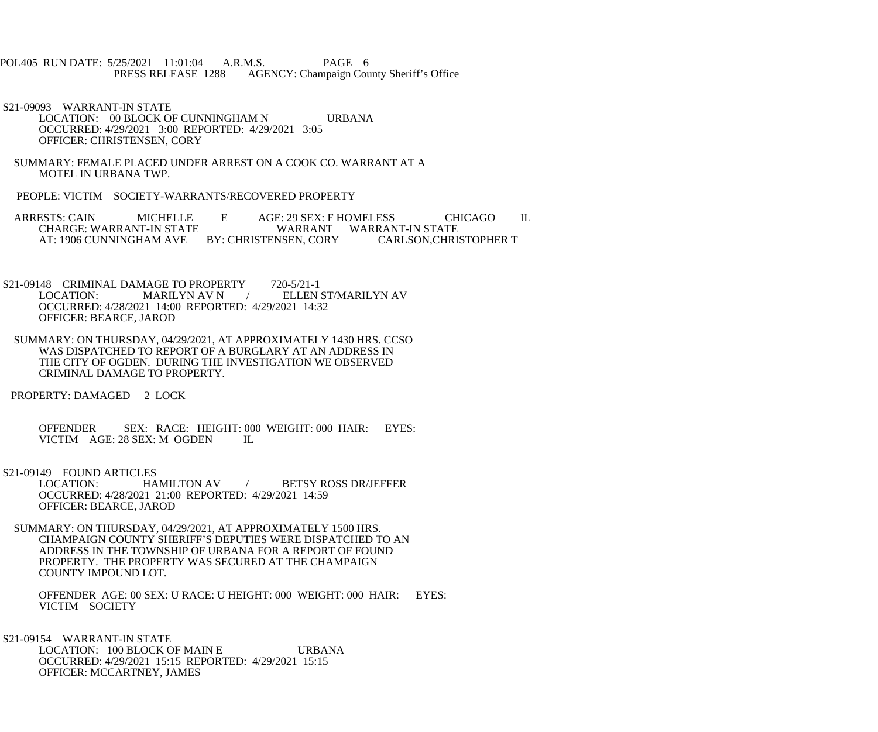S21-09093 WARRANT-IN STATE
LOCATION: 00 BLOCK OF CUNNINGHAM N URBANA
OCCURRED: 4/29/2021 3:00 REPORTED: 4/29/2021 3:05
OFFICER: CHRISTENSEN, CORY

SUMMARY: FEMALE PLACED UNDER ARREST ON A COOK CO. WARRANT AT A MOTEL IN URBANA TWP.

PEOPLE: VICTIM SOCIETY-WARRANTS/RECOVERED PROPERTY

ARRESTS: CAIN MICHELLE E AGE: 29 SEX: F HOMELESS CHICAGO IL
CHARGE: WARRANT-IN STATE WARRANT WARRANT-IN STATE
AT: 1906 CUNNINGHAM AVE BY: CHRISTENSEN, CORY CARLSON,CHRISTOPHER T

S21-09148 CRIMINAL DAMAGE TO PROPERTY 720-5/21-1
LOCATION: MARILYN AV N / ELLEN ST/MARILYN AV
OCCURRED: 4/28/2021 14:00 REPORTED: 4/29/2021 14:32
OFFICER: BEARCE, JAROD

SUMMARY: ON THURSDAY, 04/29/2021, AT APPROXIMATELY 1430 HRS. CCSO WAS DISPATCHED TO REPORT OF A BURGLARY AT AN ADDRESS IN THE CITY OF OGDEN. DURING THE INVESTIGATION WE OBSERVED CRIMINAL DAMAGE TO PROPERTY.

PROPERTY: DAMAGED 2 LOCK

OFFENDER SEX: RACE: HEIGHT: 000 WEIGHT: 000 HAIR: EYES:
VICTIM AGE: 28 SEX: M OGDEN IL

S21-09149 FOUND ARTICLES
LOCATION: HAMILTON AV / BETSY ROSS DR/JEFFER
OCCURRED: 4/28/2021 21:00 REPORTED: 4/29/2021 14:59
OFFICER: BEARCE, JAROD

SUMMARY: ON THURSDAY, 04/29/2021, AT APPROXIMATELY 1500 HRS. CHAMPAIGN COUNTY SHERIFF'S DEPUTIES WERE DISPATCHED TO AN ADDRESS IN THE TOWNSHIP OF URBANA FOR A REPORT OF FOUND PROPERTY. THE PROPERTY WAS SECURED AT THE CHAMPAIGN COUNTY IMPOUND LOT.

OFFENDER AGE: 00 SEX: U RACE: U HEIGHT: 000 WEIGHT: 000 HAIR: EYES:
VICTIM SOCIETY

S21-09154 WARRANT-IN STATE
LOCATION: 100 BLOCK OF MAIN E URBANA
OCCURRED: 4/29/2021 15:15 REPORTED: 4/29/2021 15:15
OFFICER: MCCARTNEY, JAMES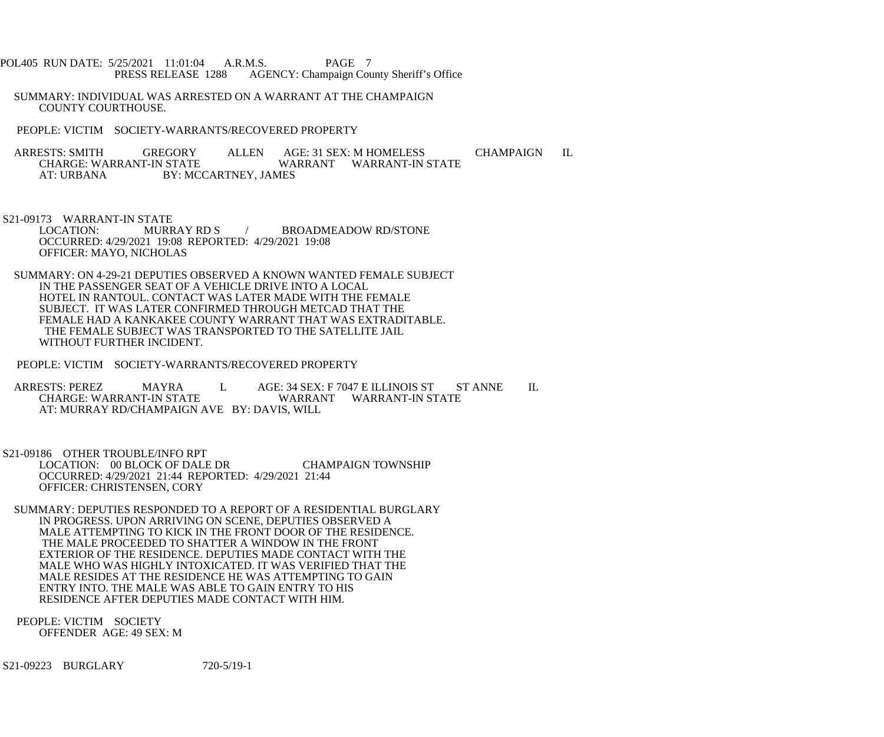SUMMARY: INDIVIDUAL WAS ARRESTED ON A WARRANT AT THE CHAMPAIGN COUNTY COURTHOUSE.

PEOPLE: VICTIM SOCIETY-WARRANTS/RECOVERED PROPERTY

ARRESTS: SMITH GREGORY ALLEN AGE: 31 SEX: M HOMELESS CHAMPAIGN IL
CHARGE: WARRANT-IN STATE WARRANT WARRANT-IN STATE
AT: URBANA BY: MCCARTNEY, JAMES

S21-09173 WARRANT-IN STATE
LOCATION: MURRAY RD S / BROADMEADOW RD/STONE
OCCURRED: 4/29/2021 19:08 REPORTED: 4/29/2021 19:08
OFFICER: MAYO, NICHOLAS

SUMMARY: ON 4-29-21 DEPUTIES OBSERVED A KNOWN WANTED FEMALE SUBJECT IN THE PASSENGER SEAT OF A VEHICLE DRIVE INTO A LOCAL HOTEL IN RANTOUL. CONTACT WAS LATER MADE WITH THE FEMALE SUBJECT. IT WAS LATER CONFIRMED THROUGH METCAD THAT THE FEMALE HAD A KANKAKEE COUNTY WARRANT THAT WAS EXTRADITABLE. THE FEMALE SUBJECT WAS TRANSPORTED TO THE SATELLITE JAIL WITHOUT FURTHER INCIDENT.

PEOPLE: VICTIM SOCIETY-WARRANTS/RECOVERED PROPERTY

ARRESTS: PEREZ MAYRA L AGE: 34 SEX: F 7047 E ILLINOIS ST ST ANNE IL
CHARGE: WARRANT-IN STATE WARRANT WARRANT-IN STATE
AT: MURRAY RD/CHAMPAIGN AVE BY: DAVIS, WILL

S21-09186 OTHER TROUBLE/INFO RPT
LOCATION: 00 BLOCK OF DALE DR CHAMPAIGN TOWNSHIP
OCCURRED: 4/29/2021 21:44 REPORTED: 4/29/2021 21:44
OFFICER: CHRISTENSEN, CORY

SUMMARY: DEPUTIES RESPONDED TO A REPORT OF A RESIDENTIAL BURGLARY IN PROGRESS. UPON ARRIVING ON SCENE, DEPUTIES OBSERVED A MALE ATTEMPTING TO KICK IN THE FRONT DOOR OF THE RESIDENCE. THE MALE PROCEEDED TO SHATTER A WINDOW IN THE FRONT EXTERIOR OF THE RESIDENCE. DEPUTIES MADE CONTACT WITH THE MALE WHO WAS HIGHLY INTOXICATED. IT WAS VERIFIED THAT THE MALE RESIDES AT THE RESIDENCE HE WAS ATTEMPTING TO GAIN ENTRY INTO. THE MALE WAS ABLE TO GAIN ENTRY TO HIS RESIDENCE AFTER DEPUTIES MADE CONTACT WITH HIM.

PEOPLE: VICTIM SOCIETY
OFFENDER AGE: 49 SEX: M

S21-09223 BURGLARY 720-5/19-1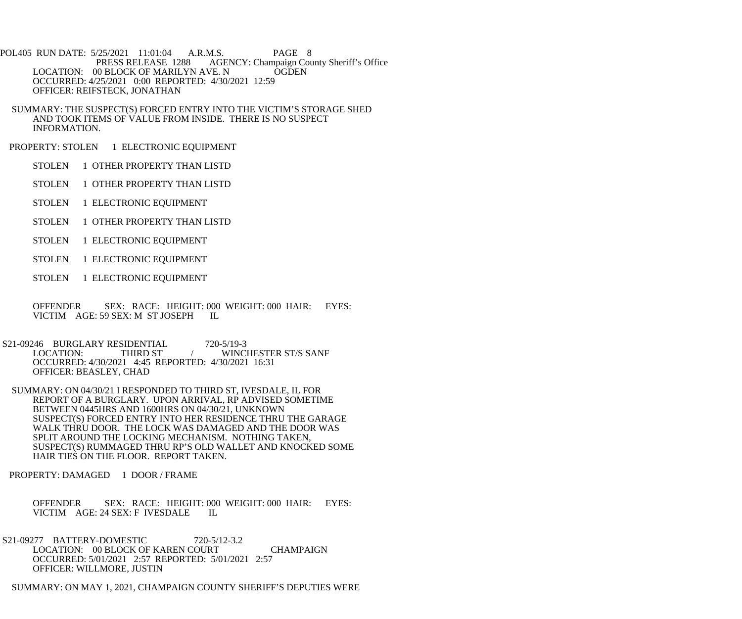LOCATION: 00 BLOCK OF MARILYN AVE. N OGDEN
OCCURRED: 4/25/2021 0:00 REPORTED: 4/30/2021 12:59
OFFICER: REIFSTECK, JONATHAN

SUMMARY: THE SUSPECT(S) FORCED ENTRY INTO THE VICTIM'S STORAGE SHED AND TOOK ITEMS OF VALUE FROM INSIDE. THERE IS NO SUSPECT INFORMATION.

PROPERTY: STOLEN 1 ELECTRONIC EQUIPMENT

STOLEN 1 OTHER PROPERTY THAN LISTD

STOLEN 1 OTHER PROPERTY THAN LISTD

STOLEN 1 ELECTRONIC EQUIPMENT

STOLEN 1 OTHER PROPERTY THAN LISTD

STOLEN 1 ELECTRONIC EQUIPMENT

STOLEN 1 ELECTRONIC EQUIPMENT

STOLEN 1 ELECTRONIC EQUIPMENT

OFFENDER SEX: RACE: HEIGHT: 000 WEIGHT: 000 HAIR: EYES:
VICTIM AGE: 59 SEX: M ST JOSEPH IL

S21-09246 BURGLARY RESIDENTIAL 720-5/19-3
LOCATION: THIRD ST / WINCHESTER ST/S SANF
OCCURRED: 4/30/2021 4:45 REPORTED: 4/30/2021 16:31
OFFICER: BEASLEY, CHAD

SUMMARY: ON 04/30/21 I RESPONDED TO THIRD ST, IVESDALE, IL FOR REPORT OF A BURGLARY. UPON ARRIVAL, RP ADVISED SOMETIME BETWEEN 0445HRS AND 1600HRS ON 04/30/21, UNKNOWN SUSPECT(S) FORCED ENTRY INTO HER RESIDENCE THRU THE GARAGE WALK THRU DOOR. THE LOCK WAS DAMAGED AND THE DOOR WAS SPLIT AROUND THE LOCKING MECHANISM. NOTHING TAKEN, SUSPECT(S) RUMMAGED THRU RP'S OLD WALLET AND KNOCKED SOME HAIR TIES ON THE FLOOR. REPORT TAKEN.

PROPERTY: DAMAGED 1 DOOR / FRAME

OFFENDER SEX: RACE: HEIGHT: 000 WEIGHT: 000 HAIR: EYES:
VICTIM AGE: 24 SEX: F IVESDALE IL

S21-09277 BATTERY-DOMESTIC 720-5/12-3.2
LOCATION: 00 BLOCK OF KAREN COURT CHAMPAIGN
OCCURRED: 5/01/2021 2:57 REPORTED: 5/01/2021 2:57
OFFICER: WILLMORE, JUSTIN

SUMMARY: ON MAY 1, 2021, CHAMPAIGN COUNTY SHERIFF'S DEPUTIES WERE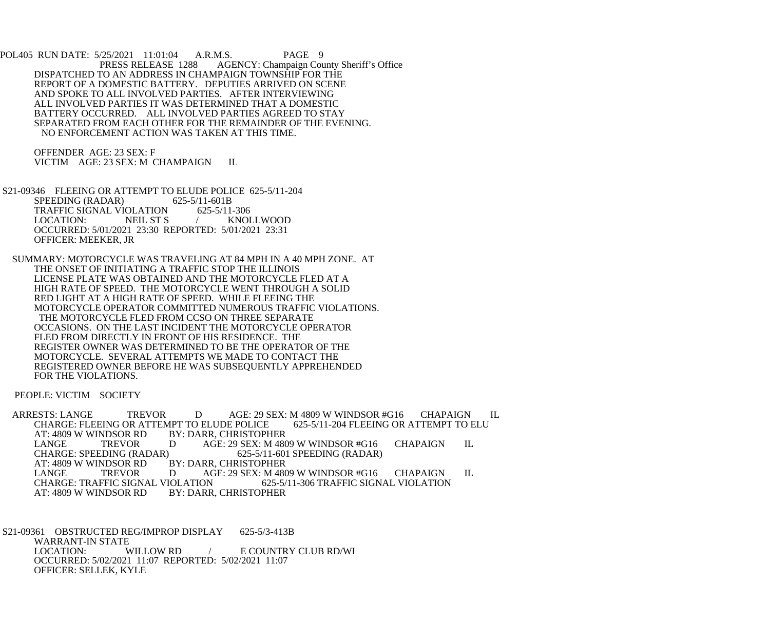PRESS RELEASE 1288 AGENCY: Champaign County Sheriff's Office

DISPATCHED TO AN ADDRESS IN CHAMPAIGN TOWNSHIP FOR THE REPORT OF A DOMESTIC BATTERY. DEPUTIES ARRIVED ON SCENE AND SPOKE TO ALL INVOLVED PARTIES. AFTER INTERVIEWING ALL INVOLVED PARTIES IT WAS DETERMINED THAT A DOMESTIC BATTERY OCCURRED. ALL INVOLVED PARTIES AGREED TO STAY SEPARATED FROM EACH OTHER FOR THE REMAINDER OF THE EVENING. NO ENFORCEMENT ACTION WAS TAKEN AT THIS TIME.

OFFENDER AGE: 23 SEX: F
VICTIM AGE: 23 SEX: M CHAMPAIGN IL

S21-09346 FLEEING OR ATTEMPT TO ELUDE POLICE 625-5/11-204
SPEEDING (RADAR) 625-5/11-601B
TRAFFIC SIGNAL VIOLATION 625-5/11-306
LOCATION: NEIL ST S / KNOLLWOOD
OCCURRED: 5/01/2021 23:30 REPORTED: 5/01/2021 23:31
OFFICER: MEEKER, JR

SUMMARY: MOTORCYCLE WAS TRAVELING AT 84 MPH IN A 40 MPH ZONE. AT THE ONSET OF INITIATING A TRAFFIC STOP THE ILLINOIS LICENSE PLATE WAS OBTAINED AND THE MOTORCYCLE FLED AT A HIGH RATE OF SPEED. THE MOTORCYCLE WENT THROUGH A SOLID RED LIGHT AT A HIGH RATE OF SPEED. WHILE FLEEING THE MOTORCYCLE OPERATOR COMMITTED NUMEROUS TRAFFIC VIOLATIONS. THE MOTORCYCLE FLED FROM CCSO ON THREE SEPARATE OCCASIONS. ON THE LAST INCIDENT THE MOTORCYCLE OPERATOR FLED FROM DIRECTLY IN FRONT OF HIS RESIDENCE. THE REGISTER OWNER WAS DETERMINED TO BE THE OPERATOR OF THE MOTORCYCLE. SEVERAL ATTEMPTS WE MADE TO CONTACT THE REGISTERED OWNER BEFORE HE WAS SUBSEQUENTLY APPREHENDED FOR THE VIOLATIONS.

PEOPLE: VICTIM SOCIETY

ARRESTS: LANGE TREVOR D AGE: 29 SEX: M 4809 W WINDSOR #G16 CHAPAIGN IL
CHARGE: FLEEING OR ATTEMPT TO ELUDE POLICE 625-5/11-204 FLEEING OR ATTEMPT TO ELU
AT: 4809 W WINDSOR RD BY: DARR, CHRISTOPHER
LANGE TREVOR D AGE: 29 SEX: M 4809 W WINDSOR #G16 CHAPAIGN IL
CHARGE: SPEEDING (RADAR) 625-5/11-601 SPEEDING (RADAR)
AT: 4809 W WINDSOR RD BY: DARR, CHRISTOPHER
LANGE TREVOR D AGE: 29 SEX: M 4809 W WINDSOR #G16 CHAPAIGN IL
CHARGE: TRAFFIC SIGNAL VIOLATION 625-5/11-306 TRAFFIC SIGNAL VIOLATION
AT: 4809 W WINDSOR RD BY: DARR, CHRISTOPHER

S21-09361 OBSTRUCTED REG/IMPROP DISPLAY 625-5/3-413B
WARRANT-IN STATE
LOCATION: WILLOW RD / E COUNTRY CLUB RD/WI
OCCURRED: 5/02/2021 11:07 REPORTED: 5/02/2021 11:07
OFFICER: SELLEK, KYLE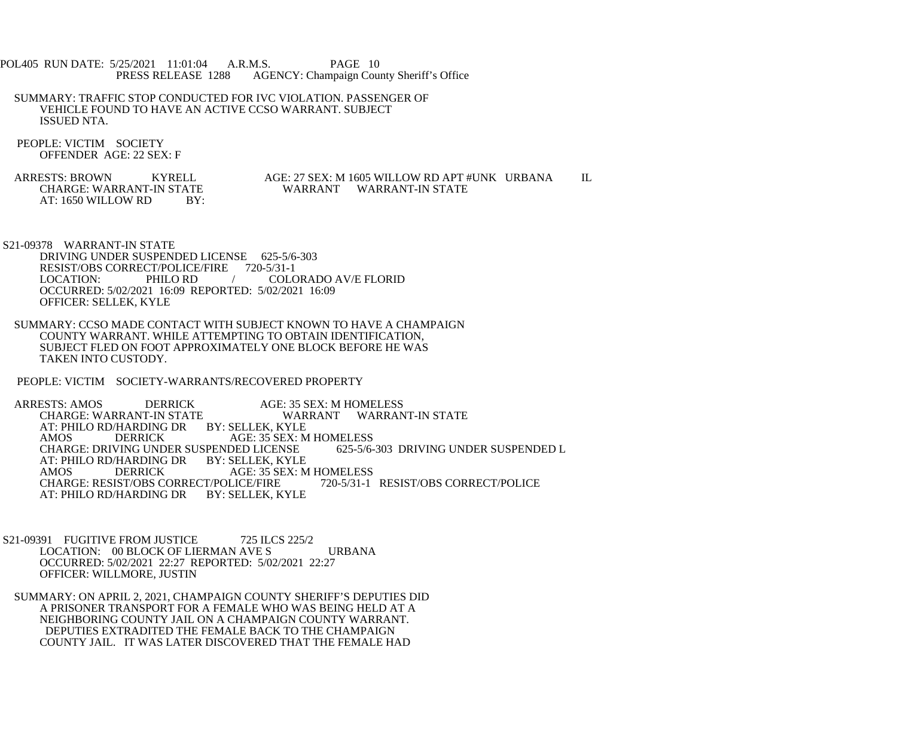SUMMARY: TRAFFIC STOP CONDUCTED FOR IVC VIOLATION. PASSENGER OF VEHICLE FOUND TO HAVE AN ACTIVE CCSO WARRANT. SUBJECT ISSUED NTA.

PEOPLE: VICTIM SOCIETY
OFFENDER AGE: 22 SEX: F

ARRESTS: BROWN KYRELL AGE: 27 SEX: M 1605 WILLOW RD APT #UNK URBANA IL
CHARGE: WARRANT-IN STATE WARRANT WARRANT-IN STATE
AT: 1650 WILLOW RD BY:

S21-09378 WARRANT-IN STATE
DRIVING UNDER SUSPENDED LICENSE 625-5/6-303
RESIST/OBS CORRECT/POLICE/FIRE 720-5/31-1
LOCATION: PHILO RD / COLORADO AV/E FLORID
OCCURRED: 5/02/2021 16:09 REPORTED: 5/02/2021 16:09
OFFICER: SELLEK, KYLE

SUMMARY: CCSO MADE CONTACT WITH SUBJECT KNOWN TO HAVE A CHAMPAIGN COUNTY WARRANT. WHILE ATTEMPTING TO OBTAIN IDENTIFICATION, SUBJECT FLED ON FOOT APPROXIMATELY ONE BLOCK BEFORE HE WAS TAKEN INTO CUSTODY.

PEOPLE: VICTIM SOCIETY-WARRANTS/RECOVERED PROPERTY

ARRESTS: AMOS DERRICK AGE: 35 SEX: M HOMELESS
CHARGE: WARRANT-IN STATE WARRANT WARRANT-IN STATE
AT: PHILO RD/HARDING DR BY: SELLEK, KYLE
AMOS DERRICK AGE: 35 SEX: M HOMELESS
CHARGE: DRIVING UNDER SUSPENDED LICENSE 625-5/6-303 DRIVING UNDER SUSPENDED L
AT: PHILO RD/HARDING DR BY: SELLEK, KYLE
AMOS DERRICK AGE: 35 SEX: M HOMELESS
CHARGE: RESIST/OBS CORRECT/POLICE/FIRE 720-5/31-1 RESIST/OBS CORRECT/POLICE
AT: PHILO RD/HARDING DR BY: SELLEK, KYLE

S21-09391 FUGITIVE FROM JUSTICE 725 ILCS 225/2
LOCATION: 00 BLOCK OF LIERMAN AVE S URBANA
OCCURRED: 5/02/2021 22:27 REPORTED: 5/02/2021 22:27
OFFICER: WILLMORE, JUSTIN

SUMMARY: ON APRIL 2, 2021, CHAMPAIGN COUNTY SHERIFF'S DEPUTIES DID A PRISONER TRANSPORT FOR A FEMALE WHO WAS BEING HELD AT A NEIGHBORING COUNTY JAIL ON A CHAMPAIGN COUNTY WARRANT. DEPUTIES EXTRADITED THE FEMALE BACK TO THE CHAMPAIGN COUNTY JAIL. IT WAS LATER DISCOVERED THAT THE FEMALE HAD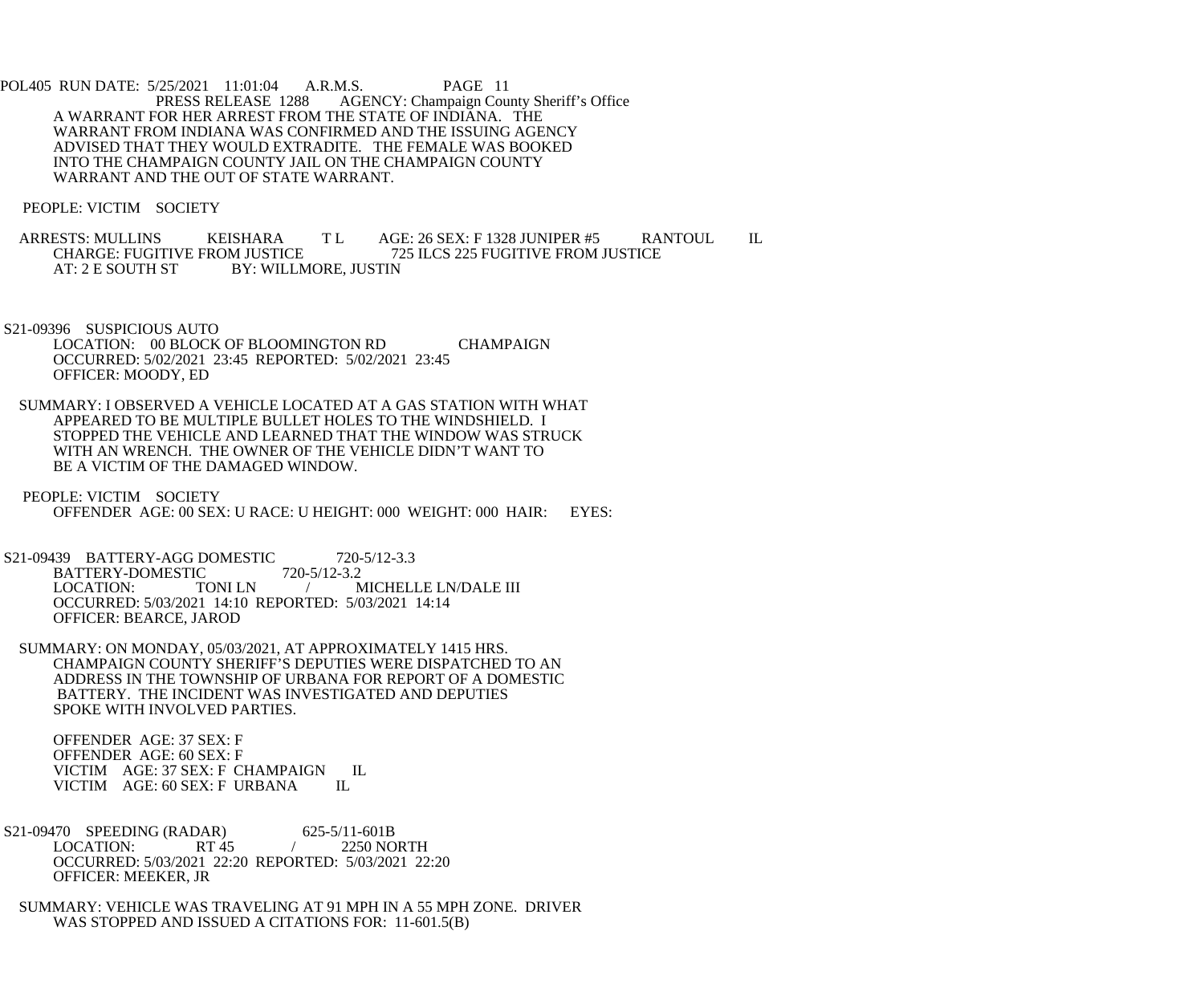A WARRANT FOR HER ARREST FROM THE STATE OF INDIANA. THE WARRANT FROM INDIANA WAS CONFIRMED AND THE ISSUING AGENCY ADVISED THAT THEY WOULD EXTRADITE. THE FEMALE WAS BOOKED INTO THE CHAMPAIGN COUNTY JAIL ON THE CHAMPAIGN COUNTY WARRANT AND THE OUT OF STATE WARRANT.

PEOPLE: VICTIM SOCIETY

ARRESTS: MULLINS KEISHARA T L AGE: 26 SEX: F 1328 JUNIPER #5 RANTOUL IL
CHARGE: FUGITIVE FROM JUSTICE 725 ILCS 225 FUGITIVE FROM JUSTICE
AT: 2 E SOUTH ST BY: WILLMORE, JUSTIN

S21-09396 SUSPICIOUS AUTO
LOCATION: 00 BLOCK OF BLOOMINGTON RD CHAMPAIGN
OCCURRED: 5/02/2021 23:45 REPORTED: 5/02/2021 23:45
OFFICER: MOODY, ED

SUMMARY: I OBSERVED A VEHICLE LOCATED AT A GAS STATION WITH WHAT APPEARED TO BE MULTIPLE BULLET HOLES TO THE WINDSHIELD. I STOPPED THE VEHICLE AND LEARNED THAT THE WINDOW WAS STRUCK WITH AN WRENCH. THE OWNER OF THE VEHICLE DIDN'T WANT TO BE A VICTIM OF THE DAMAGED WINDOW.

PEOPLE: VICTIM SOCIETY
OFFENDER AGE: 00 SEX: U RACE: U HEIGHT: 000 WEIGHT: 000 HAIR: EYES:

S21-09439 BATTERY-AGG DOMESTIC 720-5/12-3.3
BATTERY-DOMESTIC 720-5/12-3.2
LOCATION: TONI LN / MICHELLE LN/DALE III
OCCURRED: 5/03/2021 14:10 REPORTED: 5/03/2021 14:14
OFFICER: BEARCE, JAROD

SUMMARY: ON MONDAY, 05/03/2021, AT APPROXIMATELY 1415 HRS. CHAMPAIGN COUNTY SHERIFF'S DEPUTIES WERE DISPATCHED TO AN ADDRESS IN THE TOWNSHIP OF URBANA FOR REPORT OF A DOMESTIC BATTERY. THE INCIDENT WAS INVESTIGATED AND DEPUTIES SPOKE WITH INVOLVED PARTIES.

OFFENDER AGE: 37 SEX: F
OFFENDER AGE: 60 SEX: F
VICTIM AGE: 37 SEX: F CHAMPAIGN IL
VICTIM AGE: 60 SEX: F URBANA IL

S21-09470 SPEEDING (RADAR) 625-5/11-601B
LOCATION: RT 45 / 2250 NORTH
OCCURRED: 5/03/2021 22:20 REPORTED: 5/03/2021 22:20
OFFICER: MEEKER, JR

SUMMARY: VEHICLE WAS TRAVELING AT 91 MPH IN A 55 MPH ZONE. DRIVER WAS STOPPED AND ISSUED A CITATIONS FOR: 11-601.5(B)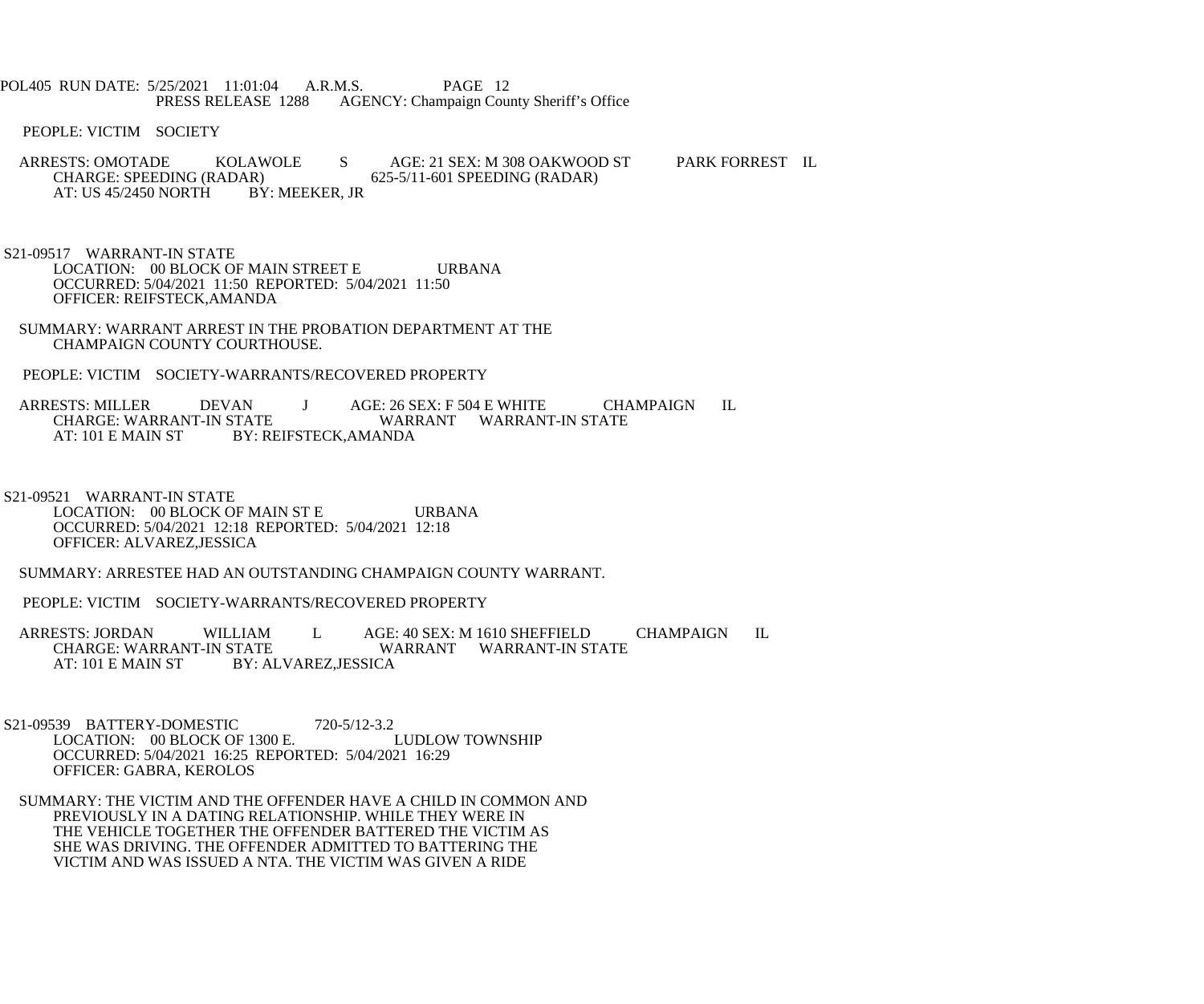PEOPLE: VICTIM SOCIETY

ARRESTS: OMOTADE KOLAWOLE S AGE: 21 SEX: M 308 OAKWOOD ST PARK FORREST IL
CHARGE: SPEEDING (RADAR) 625-5/11-601 SPEEDING (RADAR)
AT: US 45/2450 NORTH BY: MEEKER, JR

S21-09517 WARRANT-IN STATE
LOCATION: 00 BLOCK OF MAIN STREET E URBANA
OCCURRED: 5/04/2021 11:50 REPORTED: 5/04/2021 11:50
OFFICER: REIFSTECK,AMANDA

SUMMARY: WARRANT ARREST IN THE PROBATION DEPARTMENT AT THE CHAMPAIGN COUNTY COURTHOUSE.

PEOPLE: VICTIM SOCIETY-WARRANTS/RECOVERED PROPERTY

ARRESTS: MILLER DEVAN J AGE: 26 SEX: F 504 E WHITE CHAMPAIGN IL
CHARGE: WARRANT-IN STATE WARRANT WARRANT-IN STATE
AT: 101 E MAIN ST BY: REIFSTECK,AMANDA

S21-09521 WARRANT-IN STATE
LOCATION: 00 BLOCK OF MAIN ST E URBANA
OCCURRED: 5/04/2021 12:18 REPORTED: 5/04/2021 12:18
OFFICER: ALVAREZ,JESSICA

SUMMARY: ARRESTEE HAD AN OUTSTANDING CHAMPAIGN COUNTY WARRANT.

PEOPLE: VICTIM SOCIETY-WARRANTS/RECOVERED PROPERTY

ARRESTS: JORDAN WILLIAM L AGE: 40 SEX: M 1610 SHEFFIELD CHAMPAIGN IL
CHARGE: WARRANT-IN STATE WARRANT WARRANT-IN STATE
AT: 101 E MAIN ST BY: ALVAREZ,JESSICA

S21-09539 BATTERY-DOMESTIC 720-5/12-3.2
LOCATION: 00 BLOCK OF 1300 E. LUDLOW TOWNSHIP
OCCURRED: 5/04/2021 16:25 REPORTED: 5/04/2021 16:29
OFFICER: GABRA, KEROLOS

SUMMARY: THE VICTIM AND THE OFFENDER HAVE A CHILD IN COMMON AND PREVIOUSLY IN A DATING RELATIONSHIP. WHILE THEY WERE IN THE VEHICLE TOGETHER THE OFFENDER BATTERED THE VICTIM AS SHE WAS DRIVING. THE OFFENDER ADMITTED TO BATTERING THE VICTIM AND WAS ISSUED A NTA. THE VICTIM WAS GIVEN A RIDE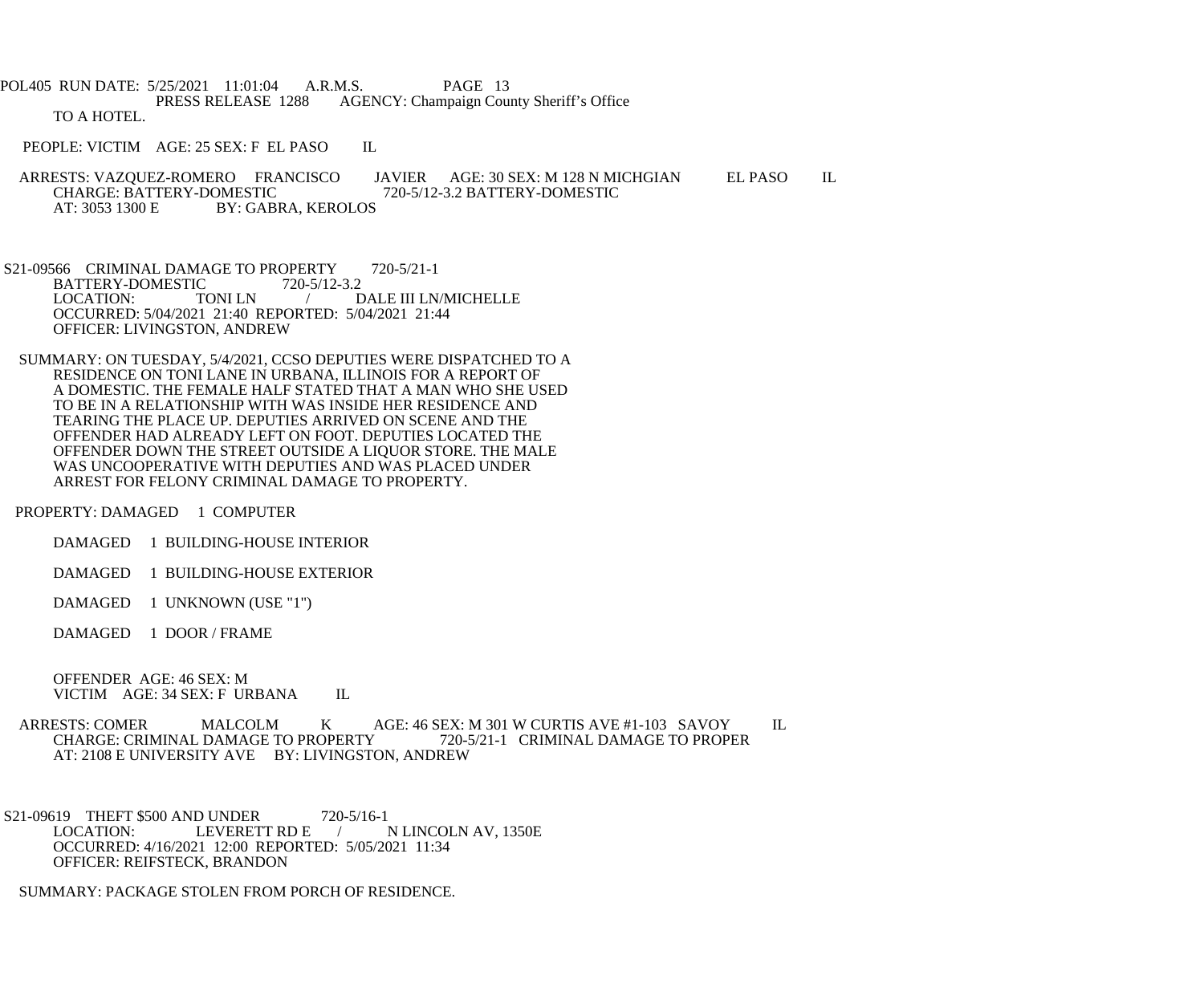TO A HOTEL.

PEOPLE: VICTIM AGE: 25 SEX: F EL PASO IL

ARRESTS: VAZQUEZ-ROMERO FRANCISCO JAVIER AGE: 30 SEX: M 128 N MICHGIAN EL PASO IL
CHARGE: BATTERY-DOMESTIC 720-5/12-3.2 BATTERY-DOMESTIC
AT: 3053 1300 E BY: GABRA, KEROLOS

S21-09566 CRIMINAL DAMAGE TO PROPERTY 720-5/21-1
BATTERY-DOMESTIC 720-5/12-3.2
LOCATION: TONI LN / DALE III LN/MICHELLE
OCCURRED: 5/04/2021 21:40 REPORTED: 5/04/2021 21:44
OFFICER: LIVINGSTON, ANDREW

SUMMARY: ON TUESDAY, 5/4/2021, CCSO DEPUTIES WERE DISPATCHED TO A RESIDENCE ON TONI LANE IN URBANA, ILLINOIS FOR A REPORT OF A DOMESTIC. THE FEMALE HALF STATED THAT A MAN WHO SHE USED TO BE IN A RELATIONSHIP WITH WAS INSIDE HER RESIDENCE AND TEARING THE PLACE UP. DEPUTIES ARRIVED ON SCENE AND THE OFFENDER HAD ALREADY LEFT ON FOOT. DEPUTIES LOCATED THE OFFENDER DOWN THE STREET OUTSIDE A LIQUOR STORE. THE MALE WAS UNCOOPERATIVE WITH DEPUTIES AND WAS PLACED UNDER ARREST FOR FELONY CRIMINAL DAMAGE TO PROPERTY.

PROPERTY: DAMAGED 1 COMPUTER

DAMAGED 1 BUILDING-HOUSE INTERIOR

DAMAGED 1 BUILDING-HOUSE EXTERIOR

DAMAGED 1 UNKNOWN (USE "1")

DAMAGED 1 DOOR / FRAME

OFFENDER AGE: 46 SEX: M
VICTIM AGE: 34 SEX: F URBANA IL

ARRESTS: COMER MALCOLM K AGE: 46 SEX: M 301 W CURTIS AVE #1-103 SAVOY IL
CHARGE: CRIMINAL DAMAGE TO PROPERTY 720-5/21-1 CRIMINAL DAMAGE TO PROPER
AT: 2108 E UNIVERSITY AVE BY: LIVINGSTON, ANDREW

S21-09619 THEFT $500 AND UNDER 720-5/16-1
LOCATION: LEVERETT RD E / N LINCOLN AV, 1350E
OCCURRED: 4/16/2021 12:00 REPORTED: 5/05/2021 11:34
OFFICER: REIFSTECK, BRANDON

SUMMARY: PACKAGE STOLEN FROM PORCH OF RESIDENCE.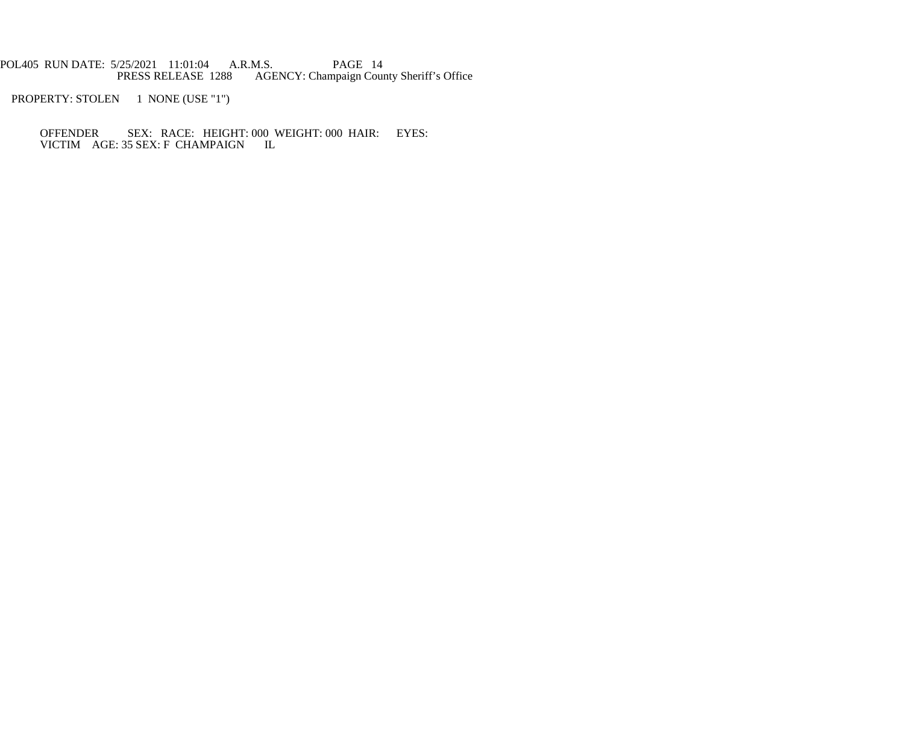PROPERTY: STOLEN 1 NONE (USE "1")

OFFENDER SEX: RACE: HEIGHT: 000 WEIGHT: 000 HAIR: EYES:
VICTIM AGE: 35 SEX: F CHAMPAIGN IL